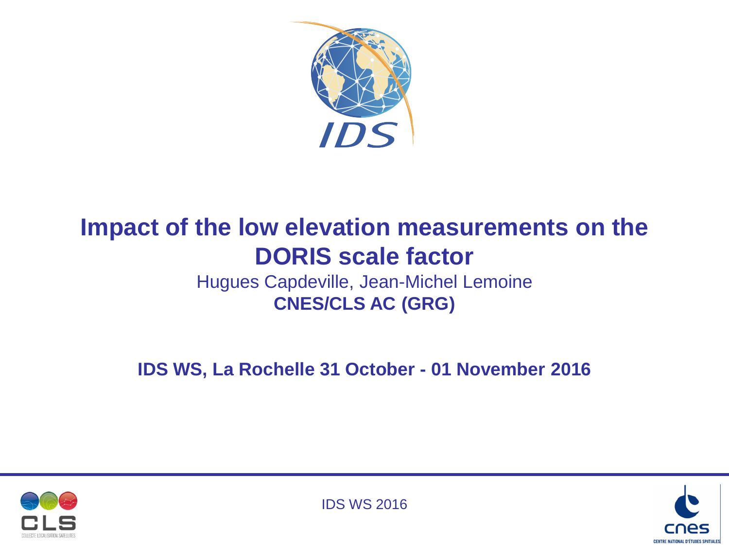# Impact of the low elevation measurements on the DORIS scale factor

Hugues Capdeville, Jean-Michel Lemoine

**CNES/CLS AC (GRG)**

**IDS WS, La Rochelle 31 October - 01 November 2016**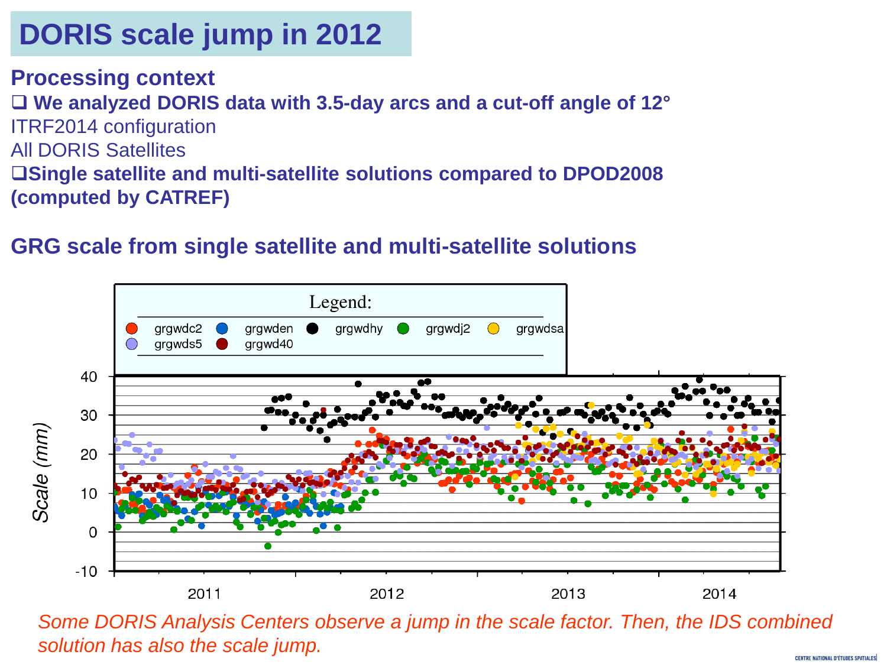# DORIS scale jump in 2012

**Processing context**

❑ **We analyzed DORIS data with 3.5-day arcs and a cut-off angle of 12°**

ITRF2014 configuration

All DORIS Satellites

❑**Single satellite and multi-satellite solutions compared to DPOD2008 (computed by CATREF)**

**GRG scale from single satellite and multi-satellite solutions**

Legend:
grgwdc2, grgwden, grgwdhy, grgwdj2, grgwdsa, grgwds5, grgwd40

Scale (mm)

*Some DORIS Analysis Centers observe a jump in the scale factor. Then, the IDS combined solution has also the scale jump.*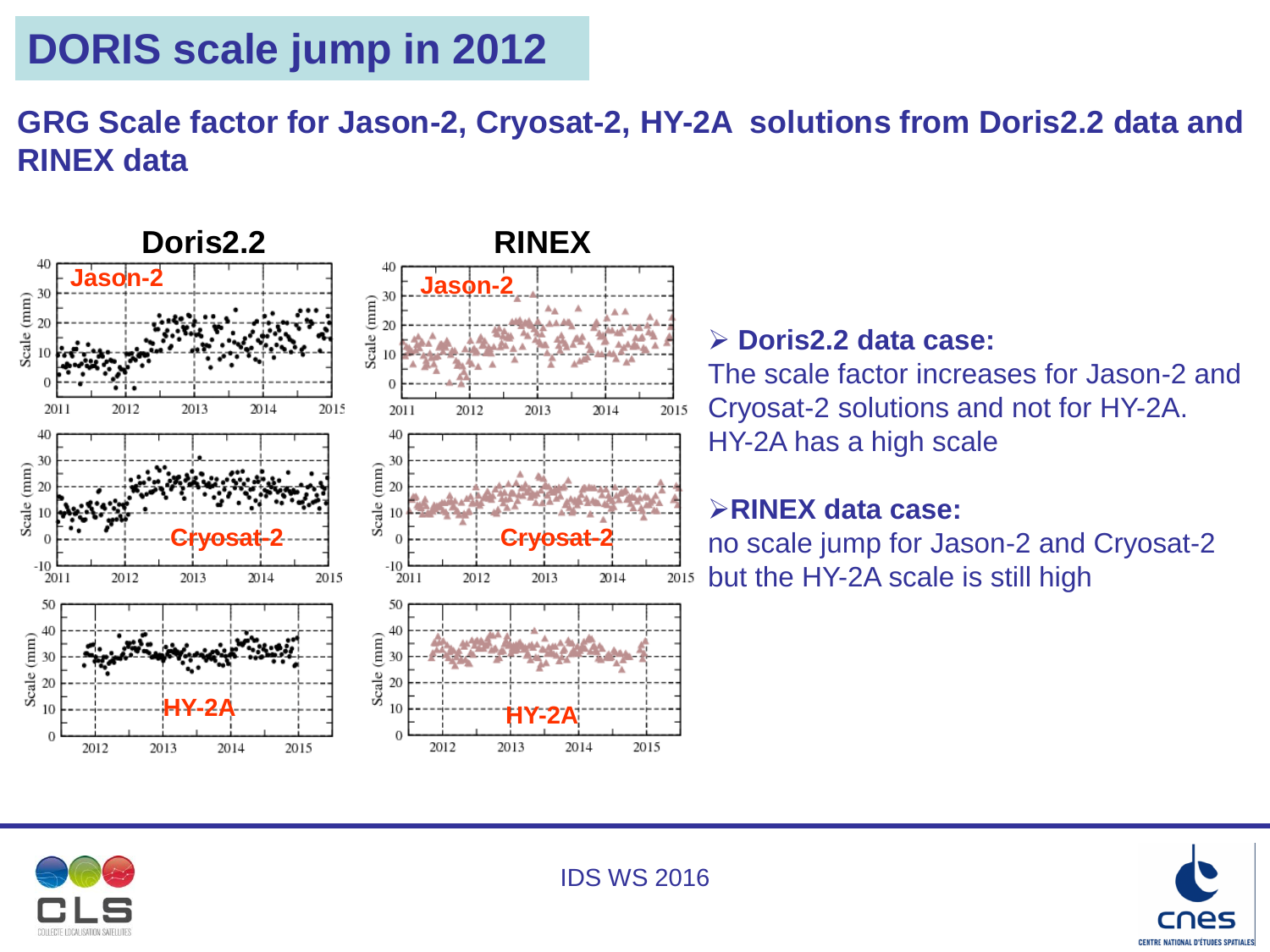# DORIS scale jump in 2012

## GRG Scale factor for Jason-2, Cryosat-2, HY-2A solutions from Doris2.2 data and RINEX data

- **Doris2.2 data case:**
  The scale factor increases for Jason-2 and Cryosat-2 solutions and not for HY-2A. HY-2A has a high scale

- **RINEX data case:**
  no scale jump for Jason-2 and Cryosat-2 but the HY-2A scale is still high

IDS WS 2016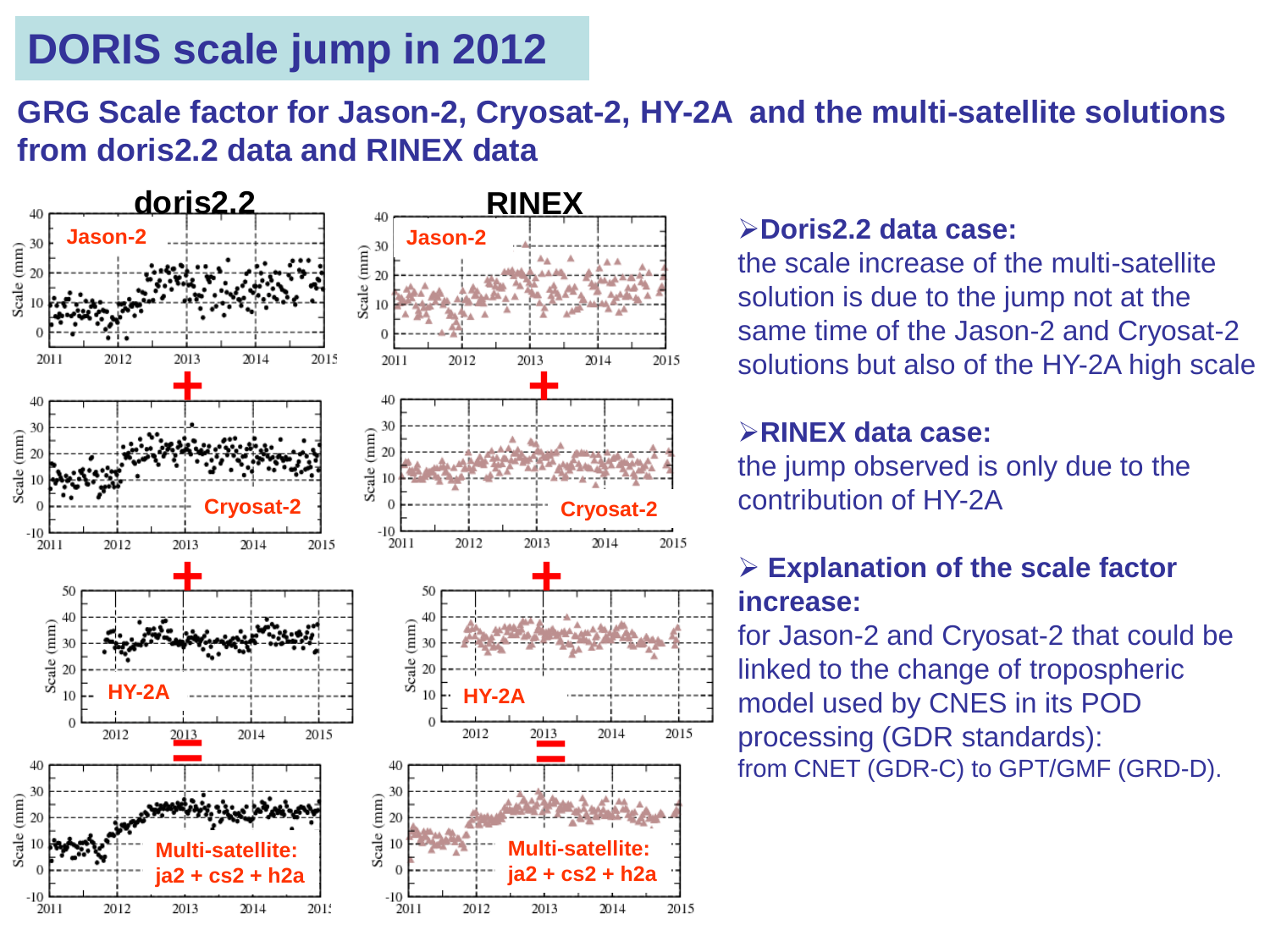# DORIS scale jump in 2012

## GRG Scale factor for Jason-2, Cryosat-2, HY-2A and the multi-satellite solutions from doris2.2 data and RINEX data

- **Doris2.2 data case:**
  the scale increase of the multi-satellite solution is due to the jump not at the same time of the Jason-2 and Cryosat-2 solutions but also of the HY-2A high scale

- **RINEX data case:**
  the jump observed is only due to the contribution of HY-2A

- **Explanation of the scale factor increase:**
  for Jason-2 and Cryosat-2 that could be linked to the change of tropospheric model used by CNES in its POD processing (GDR standards):
  from CNET (GDR-C) to GPT/GMF (GRD-D).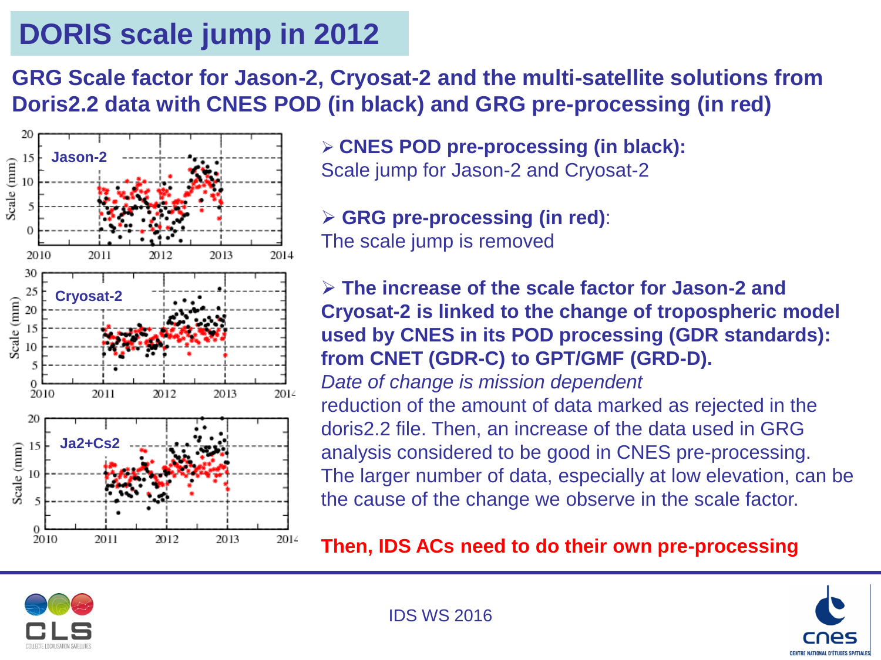# DORIS scale jump in 2012

**GRG Scale factor for Jason-2, Cryosat-2 and the multi-satellite solutions from Doris2.2 data with CNES POD (in black) and GRG pre-processing (in red)**

- **CNES POD pre-processing (in black):**
  Scale jump for Jason-2 and Cryosat-2

- **GRG pre-processing (in red)**:
  The scale jump is removed

- **The increase of the scale factor for Jason-2 and Cryosat-2 is linked to the change of tropospheric model used by CNES in its POD processing (GDR standards): from CNET (GDR-C) to GPT/GMF (GRD-D).**
  *Date of change is mission dependent*
  reduction of the amount of data marked as rejected in the doris2.2 file. Then, an increase of the data used in GRG analysis considered to be good in CNES pre-processing. The larger number of data, especially at low elevation, can be the cause of the change we observe in the scale factor.

**Then, IDS ACs need to do their own pre-processing**

IDS WS 2016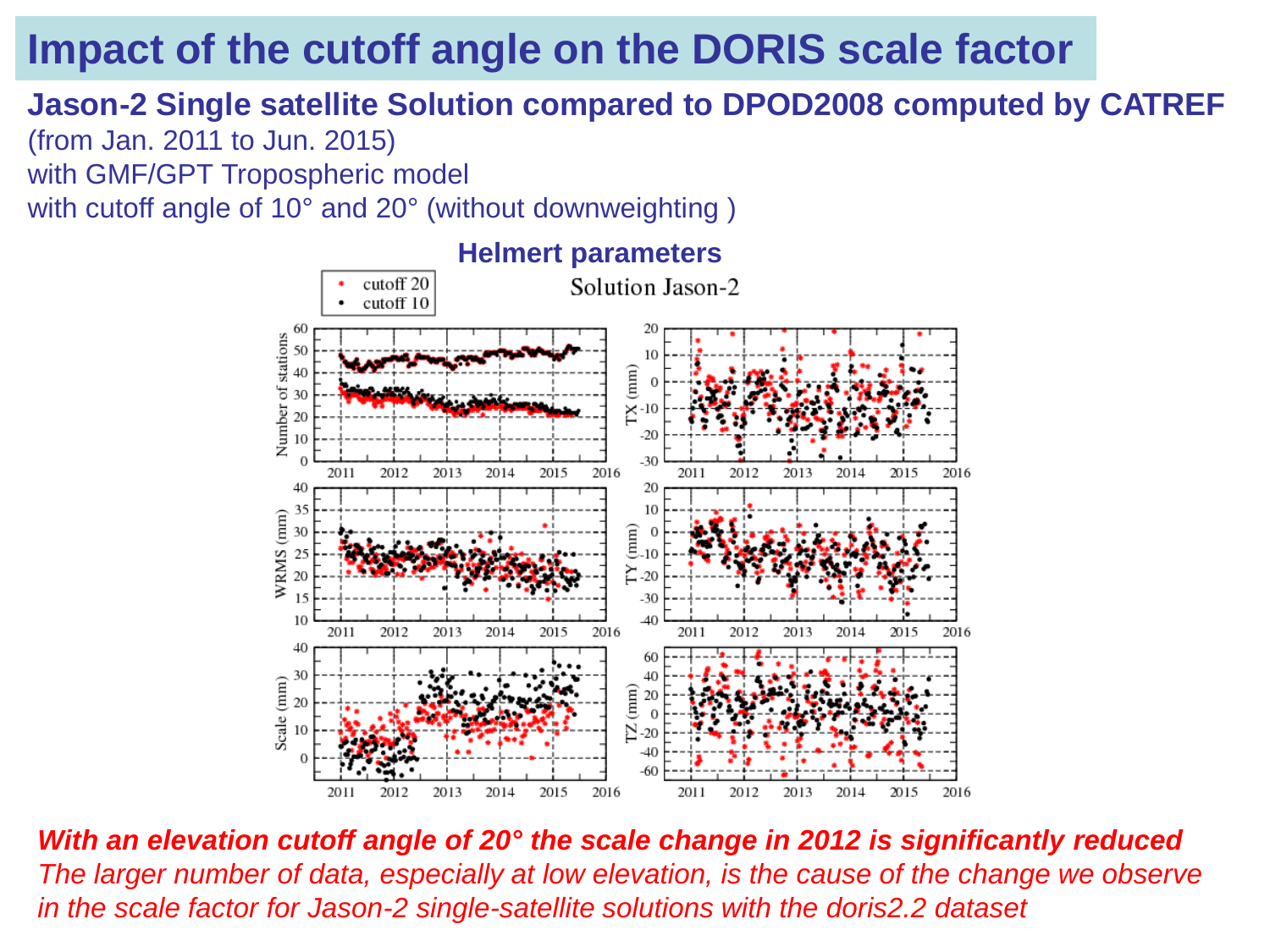# Impact of the cutoff angle on the DORIS scale factor

**Jason-2 Single satellite Solution compared to DPOD2008 computed by CATREF**

(from Jan. 2011 to Jun. 2015)

with GMF/GPT Tropospheric model

with cutoff angle of 10° and 20° (without downweighting )

**Helmert parameters**

***With an elevation cutoff angle of 20° the scale change in 2012 is significantly reduced***

*The larger number of data, especially at low elevation, is the cause of the change we observe in the scale factor for Jason-2 single-satellite solutions with the doris2.2 dataset*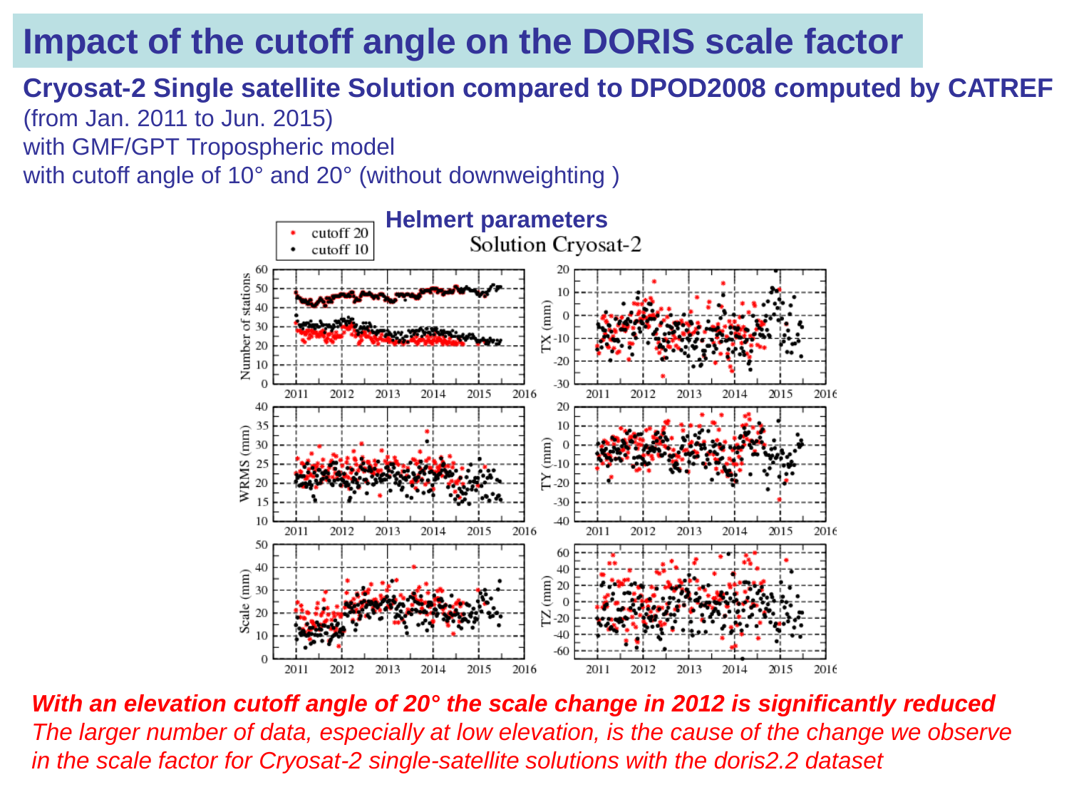# Impact of the cutoff angle on the DORIS scale factor

**Cryosat-2 Single satellite Solution compared to DPOD2008 computed by CATREF**

(from Jan. 2011 to Jun. 2015)

with GMF/GPT Tropospheric model

with cutoff angle of 10° and 20° (without downweighting )

**Helmert parameters**

***With an elevation cutoff angle of 20° the scale change in 2012 is significantly reduced***

*The larger number of data, especially at low elevation, is the cause of the change we observe in the scale factor for Cryosat-2 single-satellite solutions with the doris2.2 dataset*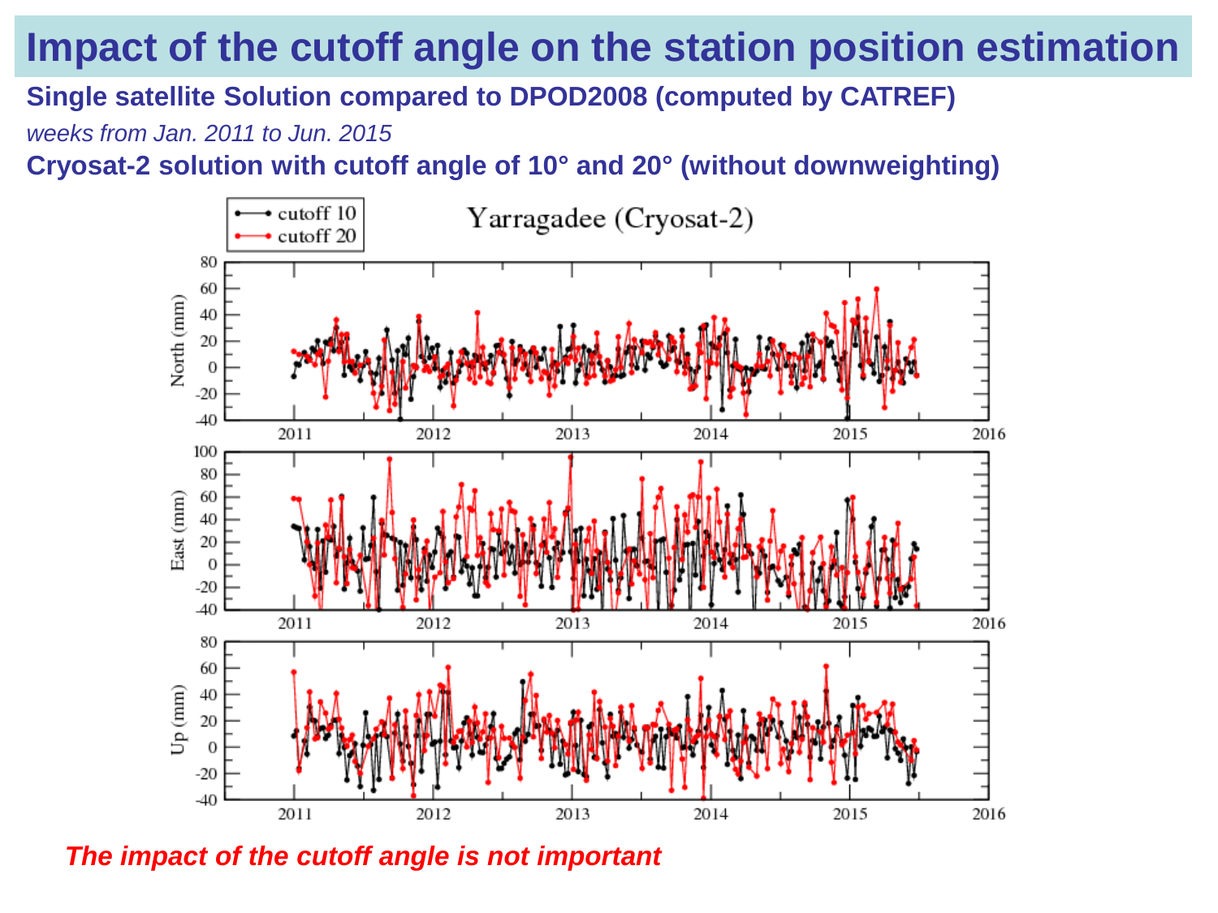# Impact of the cutoff angle on the station position estimation

**Single satellite Solution compared to DPOD2008 (computed by CATREF)**

*weeks from Jan. 2011 to Jun. 2015*

**Cryosat-2 solution with cutoff angle of 10° and 20° (without downweighting)**

*The impact of the cutoff angle is not important*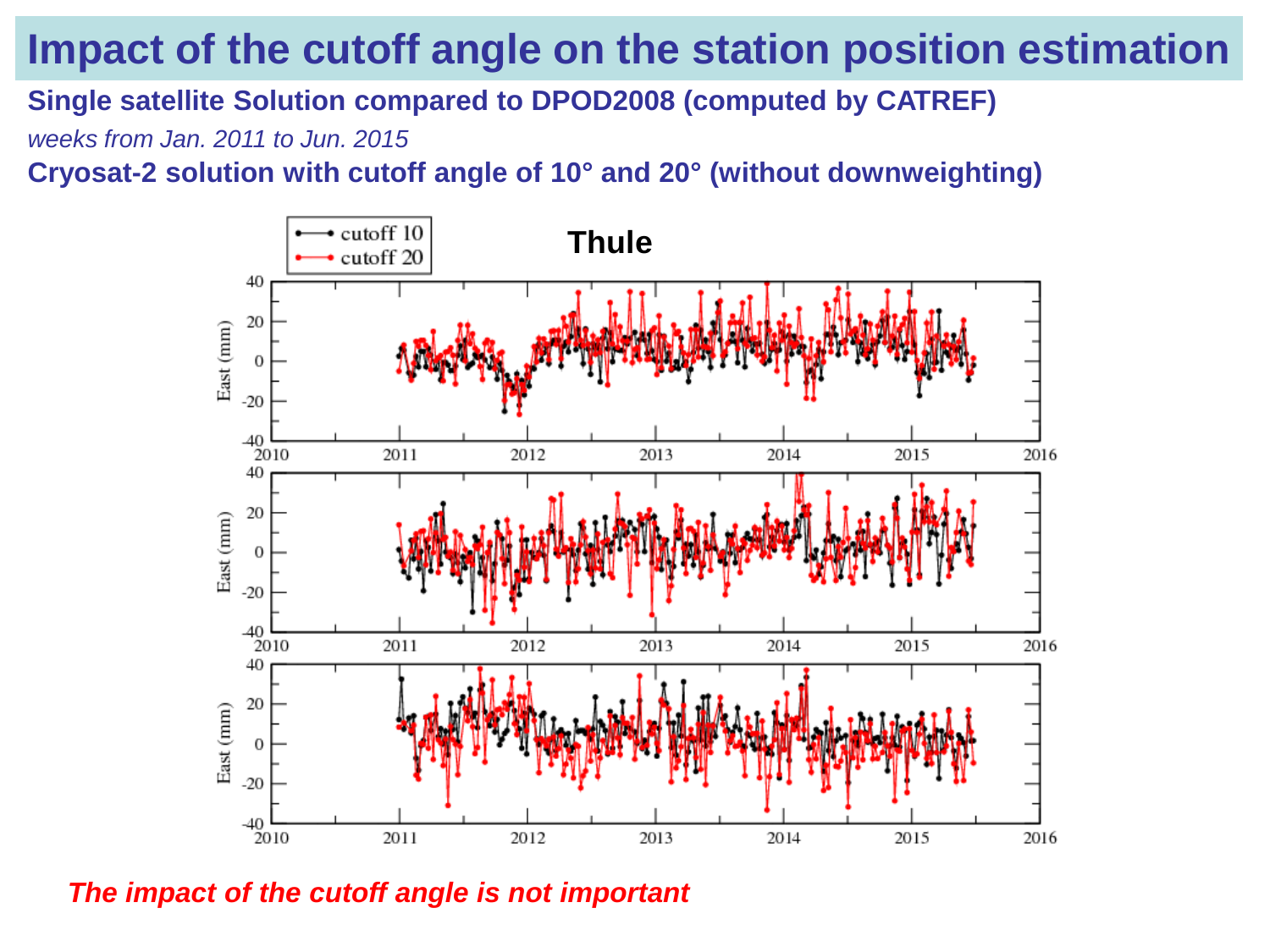# Impact of the cutoff angle on the station position estimation

**Single satellite Solution compared to DPOD2008 (computed by CATREF)**

*weeks from Jan. 2011 to Jun. 2015*

**Cryosat-2 solution with cutoff angle of 10° and 20° (without downweighting)**

*The impact of the cutoff angle is not important*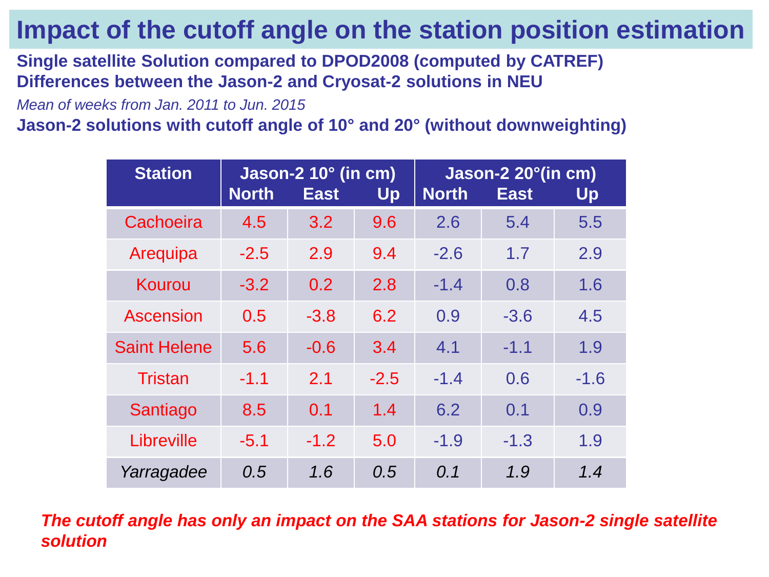# Impact of the cutoff angle on the station position estimation

**Single satellite Solution compared to DPOD2008 (computed by CATREF)**
**Differences between the Jason-2 and Cryosat-2 solutions in NEU**

*Mean of weeks from Jan. 2011 to Jun. 2015*

**Jason-2 solutions with cutoff angle of 10° and 20° (without downweighting)**

| Station | Jason-2 10° (in cm) | | | Jason-2 20°(in cm) | | |
|---|---|---|---|---|---|---|
| | North | East | Up | North | East | Up |
| Cachoeira | 4.5 | 3.2 | 9.6 | 2.6 | 5.4 | 5.5 |
| Arequipa | -2.5 | 2.9 | 9.4 | -2.6 | 1.7 | 2.9 |
| Kourou | -3.2 | 0.2 | 2.8 | -1.4 | 0.8 | 1.6 |
| Ascension | 0.5 | -3.8 | 6.2 | 0.9 | -3.6 | 4.5 |
| Saint Helene | 5.6 | -0.6 | 3.4 | 4.1 | -1.1 | 1.9 |
| Tristan | -1.1 | 2.1 | -2.5 | -1.4 | 0.6 | -1.6 |
| Santiago | 8.5 | 0.1 | 1.4 | 6.2 | 0.1 | 0.9 |
| Libreville | -5.1 | -1.2 | 5.0 | -1.9 | -1.3 | 1.9 |
| *Yarragadee* | *0.5* | *1.6* | *0.5* | *0.1* | *1.9* | *1.4* |

***The cutoff angle has only an impact on the SAA stations for Jason-2 single satellite solution***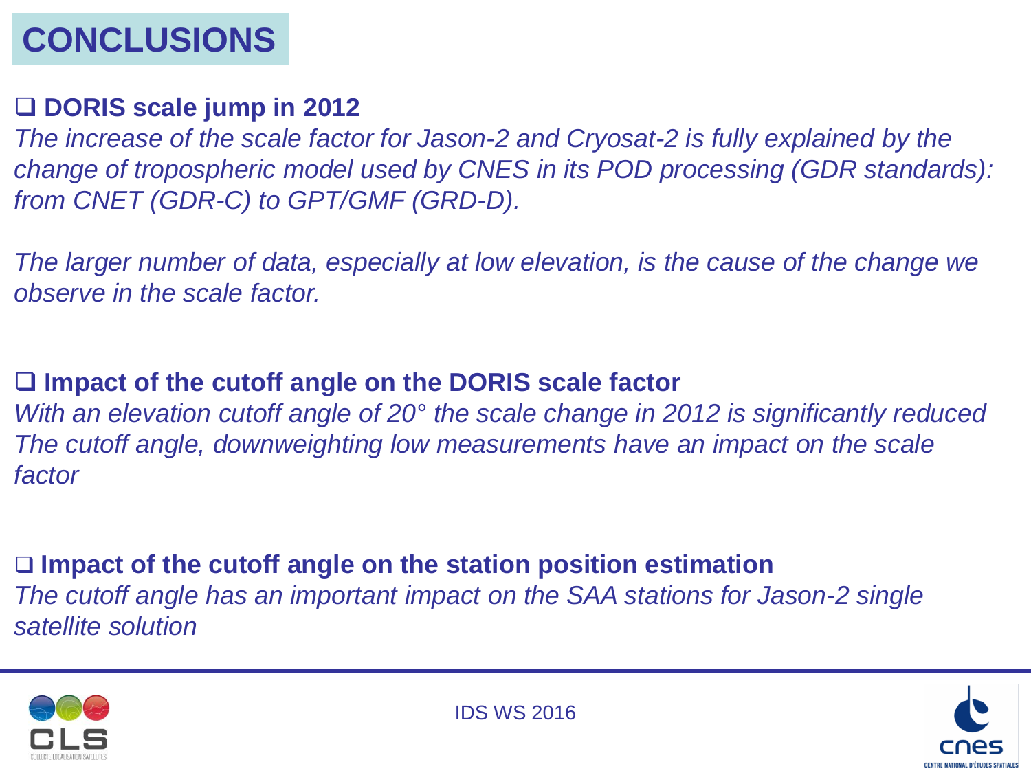# CONCLUSIONS

- **DORIS scale jump in 2012**

*The increase of the scale factor for Jason-2 and Cryosat-2 is fully explained by the change of tropospheric model used by CNES in its POD processing (GDR standards): from CNET (GDR-C) to GPT/GMF (GRD-D).*

*The larger number of data, especially at low elevation, is the cause of the change we observe in the scale factor.*

- **Impact of the cutoff angle on the DORIS scale factor**

*With an elevation cutoff angle of 20° the scale change in 2012 is significantly reduced*
*The cutoff angle, downweighting low measurements have an impact on the scale factor*

- **Impact of the cutoff angle on the station position estimation**

*The cutoff angle has an important impact on the SAA stations for Jason-2 single satellite solution*